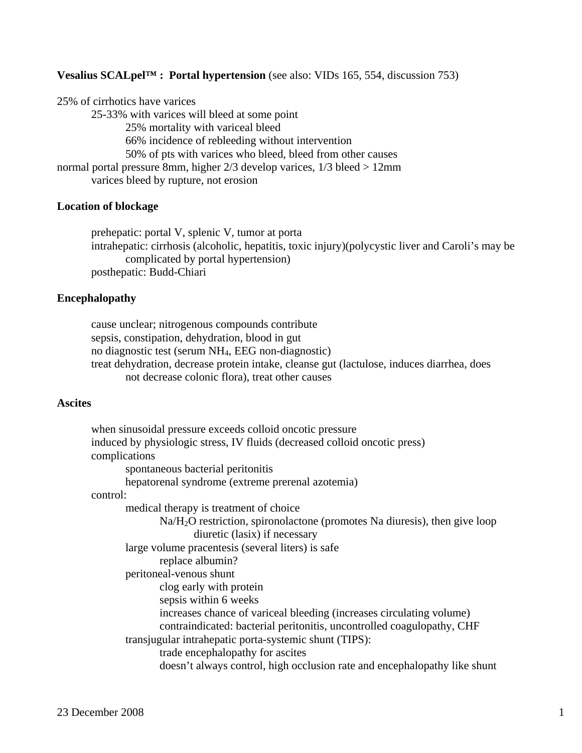**Vesalius SCALpel™ : Portal hypertension** (see also: VIDs 165, 554, discussion 753)

- 25% of cirrhotics have varices
  - 25-33% with varices will bleed at some point
    - 25% mortality with variceal bleed
    - 66% incidence of rebleeding without intervention
    - 50% of pts with varices who bleed, bleed from other causes
- normal portal pressure 8mm, higher 2/3 develop varices, 1/3 bleed > 12mm
  - varices bleed by rupture, not erosion

**Location of blockage**

- prehepatic: portal V, splenic V, tumor at porta
- intrahepatic: cirrhosis (alcoholic, hepatitis, toxic injury)(polycystic liver and Caroli's may be complicated by portal hypertension)
- posthepatic: Budd-Chiari

**Encephalopathy**

- cause unclear; nitrogenous compounds contribute
- sepsis, constipation, dehydration, blood in gut
- no diagnostic test (serum $NH_4$, EEG non-diagnostic)
- treat dehydration, decrease protein intake, cleanse gut (lactulose, induces diarrhea, does not decrease colonic flora), treat other causes

**Ascites**

- when sinusoidal pressure exceeds colloid oncotic pressure
- induced by physiologic stress, IV fluids (decreased colloid oncotic press)
- complications
  - spontaneous bacterial peritonitis
  - hepatorenal syndrome (extreme prerenal azotemia)
- control:
  - medical therapy is treatment of choice
    - Na/$H_2O$ restriction, spironolactone (promotes Na diuresis), then give loop diuretic (lasix) if necessary
  - large volume pracentesis (several liters) is safe
    - replace albumin?
  - peritoneal-venous shunt
    - clog early with protein
    - sepsis within 6 weeks
    - increases chance of variceal bleeding (increases circulating volume)
    - contraindicated: bacterial peritonitis, uncontrolled coagulopathy, CHF
  - transjugular intrahepatic porta-systemic shunt (TIPS):
    - trade encephalopathy for ascites
    - doesn't always control, high occlusion rate and encephalopathy like shunt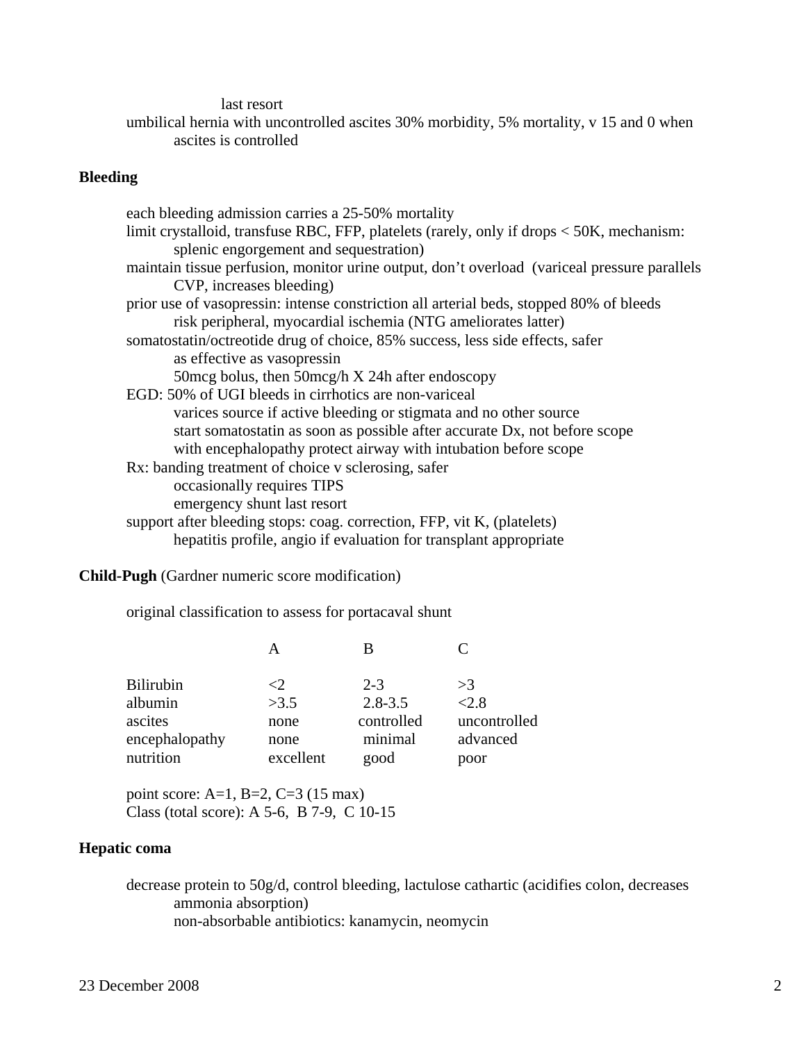last resort

umbilical hernia with uncontrolled ascites 30% morbidity, 5% mortality, v 15 and 0 when ascites is controlled

**Bleeding**

each bleeding admission carries a 25-50% mortality

limit crystalloid, transfuse RBC, FFP, platelets (rarely, only if drops < 50K, mechanism: splenic engorgement and sequestration)

maintain tissue perfusion, monitor urine output, don't overload (variceal pressure parallels CVP, increases bleeding)

prior use of vasopressin: intense constriction all arterial beds, stopped 80% of bleeds
- risk peripheral, myocardial ischemia (NTG ameliorates latter)

somatostatin/octreotide drug of choice, 85% success, less side effects, safer
- as effective as vasopressin
- 50mcg bolus, then 50mcg/h X 24h after endoscopy

EGD: 50% of UGI bleeds in cirrhotics are non-variceal
- varices source if active bleeding or stigmata and no other source
- start somatostatin as soon as possible after accurate Dx, not before scope
- with encephalopathy protect airway with intubation before scope

Rx: banding treatment of choice v sclerosing, safer
- occasionally requires TIPS
- emergency shunt last resort

support after bleeding stops: coag. correction, FFP, vit K, (platelets)
- hepatitis profile, angio if evaluation for transplant appropriate

**Child-Pugh** (Gardner numeric score modification)

original classification to assess for portacaval shunt

| | A | B | C |
|---|---|---|---|
| Bilirubin | <2 | 2-3 | >3 |
| albumin | >3.5 | 2.8-3.5 | <2.8 |
| ascites | none | controlled | uncontrolled |
| encephalopathy | none | minimal | advanced |
| nutrition | excellent | good | poor |

point score: A=1, B=2, C=3 (15 max)

Class (total score): A 5-6, B 7-9, C 10-15

**Hepatic coma**

decrease protein to 50g/d, control bleeding, lactulose cathartic (acidifies colon, decreases ammonia absorption)
- non-absorbable antibiotics: kanamycin, neomycin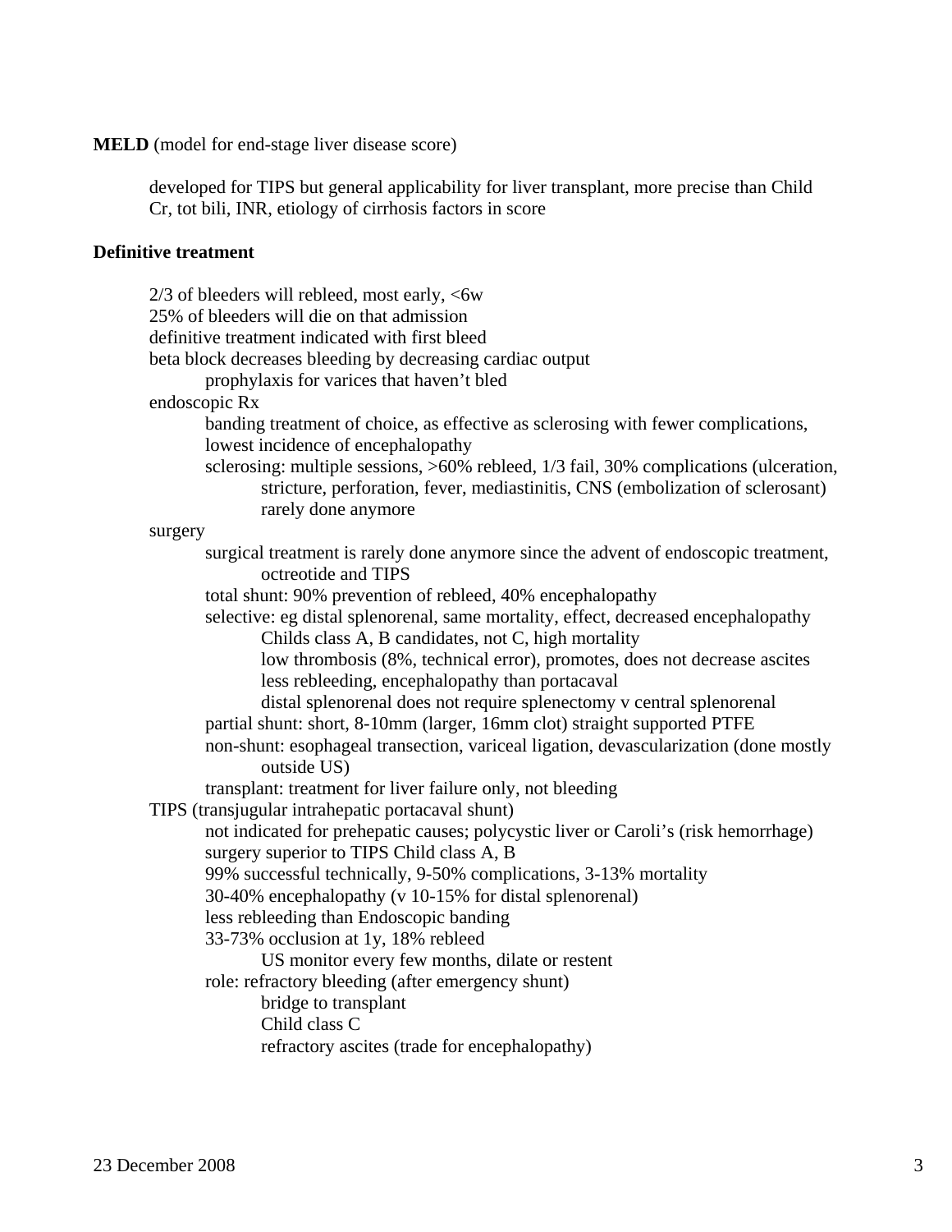**MELD** (model for end-stage liver disease score)

- developed for TIPS but general applicability for liver transplant, more precise than Child
- Cr, tot bili, INR, etiology of cirrhosis factors in score

**Definitive treatment**

- 2/3 of bleeders will rebleed, most early, <6w
- 25% of bleeders will die on that admission
- definitive treatment indicated with first bleed
- beta block decreases bleeding by decreasing cardiac output
    - prophylaxis for varices that haven't bled
- endoscopic Rx
    - banding treatment of choice, as effective as sclerosing with fewer complications, lowest incidence of encephalopathy
    - sclerosing: multiple sessions, >60% rebleed, 1/3 fail, 30% complications (ulceration, stricture, perforation, fever, mediastinitis, CNS (embolization of sclerosant)
        - rarely done anymore
- surgery
    - surgical treatment is rarely done anymore since the advent of endoscopic treatment, octreotide and TIPS
    - total shunt: 90% prevention of rebleed, 40% encephalopathy
    - selective: eg distal splenorenal, same mortality, effect, decreased encephalopathy
        - Childs class A, B candidates, not C, high mortality
        - low thrombosis (8%, technical error), promotes, does not decrease ascites
        - less rebleeding, encephalopathy than portacaval
        - distal splenorenal does not require splenectomy v central splenorenal
    - partial shunt: short, 8-10mm (larger, 16mm clot) straight supported PTFE
    - non-shunt: esophageal transection, variceal ligation, devascularization (done mostly outside US)
    - transplant: treatment for liver failure only, not bleeding
- TIPS (transjugular intrahepatic portacaval shunt)
    - not indicated for prehepatic causes; polycystic liver or Caroli's (risk hemorrhage)
    - surgery superior to TIPS Child class A, B
    - 99% successful technically, 9-50% complications, 3-13% mortality
    - 30-40% encephalopathy (v 10-15% for distal splenorenal)
    - less rebleeding than Endoscopic banding
    - 33-73% occlusion at 1y, 18% rebleed
        - US monitor every few months, dilate or restent
    - role: refractory bleeding (after emergency shunt)
        - bridge to transplant
        - Child class C
        - refractory ascites (trade for encephalopathy)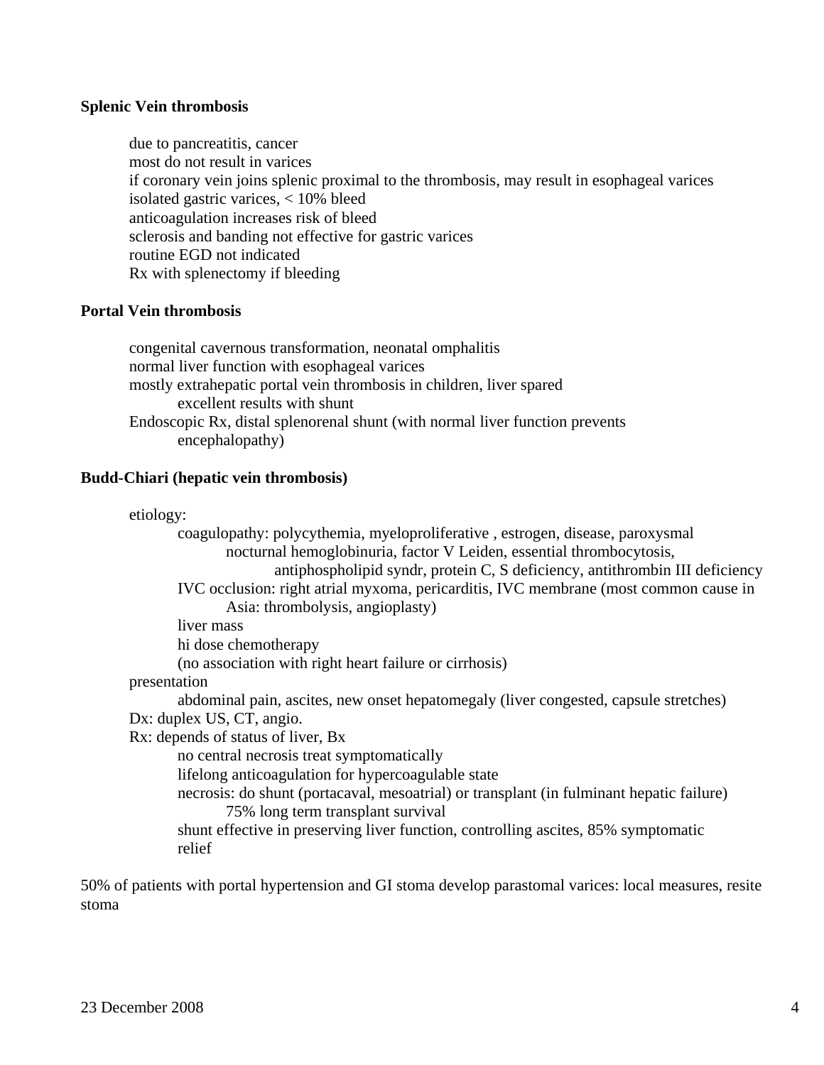**Splenic Vein thrombosis**

- due to pancreatitis, cancer
- most do not result in varices
- if coronary vein joins splenic proximal to the thrombosis, may result in esophageal varices
- isolated gastric varices, < 10% bleed
- anticoagulation increases risk of bleed
- sclerosis and banding not effective for gastric varices
- routine EGD not indicated
- Rx with splenectomy if bleeding

**Portal Vein thrombosis**

- congenital cavernous transformation, neonatal omphalitis
- normal liver function with esophageal varices
- mostly extrahepatic portal vein thrombosis in children, liver spared
  - excellent results with shunt
- Endoscopic Rx, distal splenorenal shunt (with normal liver function prevents encephalopathy)

**Budd-Chiari (hepatic vein thrombosis)**

- etiology:
  - coagulopathy: polycythemia, myeloproliferative , estrogen, disease, paroxysmal nocturnal hemoglobinuria, factor V Leiden, essential thrombocytosis, antiphospholipid syndr, protein C, S deficiency, antithrombin III deficiency
  - IVC occlusion: right atrial myxoma, pericarditis, IVC membrane (most common cause in Asia: thrombolysis, angioplasty)
  - liver mass
  - hi dose chemotherapy
  - (no association with right heart failure or cirrhosis)
- presentation
  - abdominal pain, ascites, new onset hepatomegaly (liver congested, capsule stretches)
- Dx: duplex US, CT, angio.
- Rx: depends of status of liver, Bx
  - no central necrosis treat symptomatically
  - lifelong anticoagulation for hypercoagulable state
  - necrosis: do shunt (portacaval, mesoatrial) or transplant (in fulminant hepatic failure)
    - 75% long term transplant survival
  - shunt effective in preserving liver function, controlling ascites, 85% symptomatic relief

50% of patients with portal hypertension and GI stoma develop parastomal varices: local measures, resite stoma